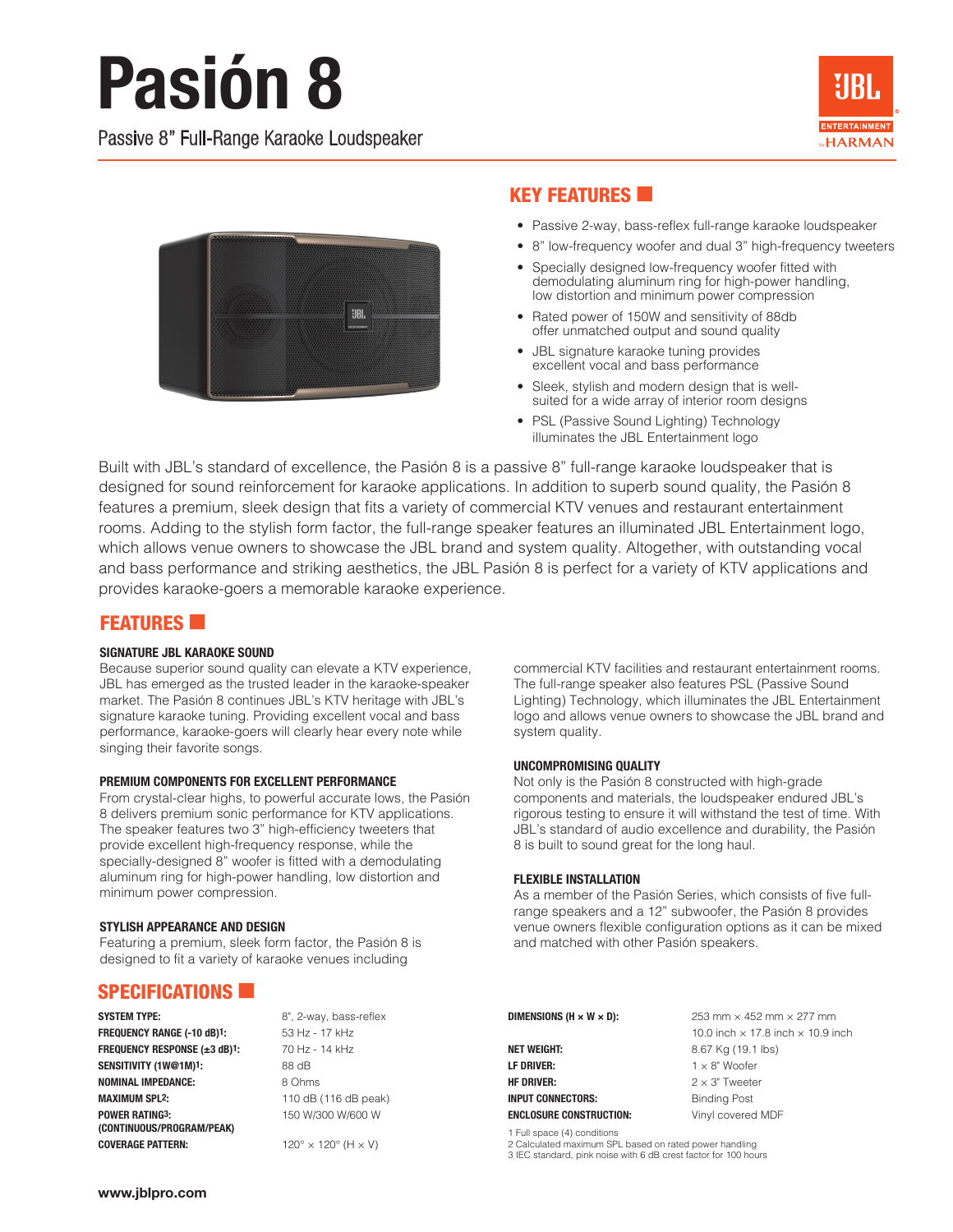# Pasión 8

Passive 8" Full-Range Karaoke Loudspeaker

## KEY FEATURES

- Passive 2-way, bass-reflex full-range karaoke loudspeaker
- 8" low-frequency woofer and dual 3" high-frequency tweeters
- Specially designed low-frequency woofer fitted with demodulating aluminum ring for high-power handling, low distortion and minimum power compression
- Rated power of 150W and sensitivity of 88db offer unmatched output and sound quality
- JBL signature karaoke tuning provides excellent vocal and bass performance
- Sleek, stylish and modern design that is well-suited for a wide array of interior room designs
- PSL (Passive Sound Lighting) Technology illuminates the JBL Entertainment logo

Built with JBL's standard of excellence, the Pasión 8 is a passive 8" full-range karaoke loudspeaker that is designed for sound reinforcement for karaoke applications. In addition to superb sound quality, the Pasión 8 features a premium, sleek design that fits a variety of commercial KTV venues and restaurant entertainment rooms. Adding to the stylish form factor, the full-range speaker features an illuminated JBL Entertainment logo, which allows venue owners to showcase the JBL brand and system quality. Altogether, with outstanding vocal and bass performance and striking aesthetics, the JBL Pasión 8 is perfect for a variety of KTV applications and provides karaoke-goers a memorable karaoke experience.

## FEATURES

### SIGNATURE JBL KARAOKE SOUND

Because superior sound quality can elevate a KTV experience, JBL has emerged as the trusted leader in the karaoke-speaker market. The Pasión 8 continues JBL's KTV heritage with JBL's signature karaoke tuning. Providing excellent vocal and bass performance, karaoke-goers will clearly hear every note while singing their favorite songs.

### PREMIUM COMPONENTS FOR EXCELLENT PERFORMANCE

From crystal-clear highs, to powerful accurate lows, the Pasión 8 delivers premium sonic performance for KTV applications. The speaker features two 3" high-efficiency tweeters that provide excellent high-frequency response, while the specially-designed 8" woofer is fitted with a demodulating aluminum ring for high-power handling, low distortion and minimum power compression.

### STYLISH APPEARANCE AND DESIGN

Featuring a premium, sleek form factor, the Pasión 8 is designed to fit a variety of karaoke venues including commercial KTV facilities and restaurant entertainment rooms. The full-range speaker also features PSL (Passive Sound Lighting) Technology, which illuminates the JBL Entertainment logo and allows venue owners to showcase the JBL brand and system quality.

### UNCOMPROMISING QUALITY

Not only is the Pasión 8 constructed with high-grade components and materials, the loudspeaker endured JBL's rigorous testing to ensure it will withstand the test of time. With JBL's standard of audio excellence and durability, the Pasión 8 is built to sound great for the long haul.

### FLEXIBLE INSTALLATION

As a member of the Pasión Series, which consists of five full-range speakers and a 12" subwoofer, the Pasión 8 provides venue owners flexible configuration options as it can be mixed and matched with other Pasión speakers.

## SPECIFICATIONS

| | |
|---|---|
| **SYSTEM TYPE:** | 8", 2-way, bass-reflex |
| **FREQUENCY RANGE (-10 dB)[1]:** | 53 Hz - 17 kHz |
| **FREQUENCY RESPONSE (±3 dB)[1]:** | 70 Hz - 14 kHz |
| **SENSITIVITY (1W@1M)[1]:** | 88 dB |
| **NOMINAL IMPEDANCE:** | 8 Ohms |
| **MAXIMUM SPL[2]:** | 110 dB (116 dB peak) |
| **POWER RATING[3]: (CONTINUOUS/PROGRAM/PEAK)** | 150 W/300 W/600 W |
| **COVERAGE PATTERN:** | 120° × 120° (H × V) |
| **DIMENSIONS (H × W × D):** | 253 mm × 452 mm × 277 mm<br>10.0 inch × 17.8 inch × 10.9 inch |
| **NET WEIGHT:** | 8.67 Kg (19.1 lbs) |
| **LF DRIVER:** | 1 × 8" Woofer |
| **HF DRIVER:** | 2 × 3" Tweeter |
| **INPUT CONNECTORS:** | Binding Post |
| **ENCLOSURE CONSTRUCTION:** | Vinyl covered MDF |

1 Full space (4) conditions
2 Calculated maximum SPL based on rated power handling
3 IEC standard, pink noise with 6 dB crest factor for 100 hours

www.jblpro.com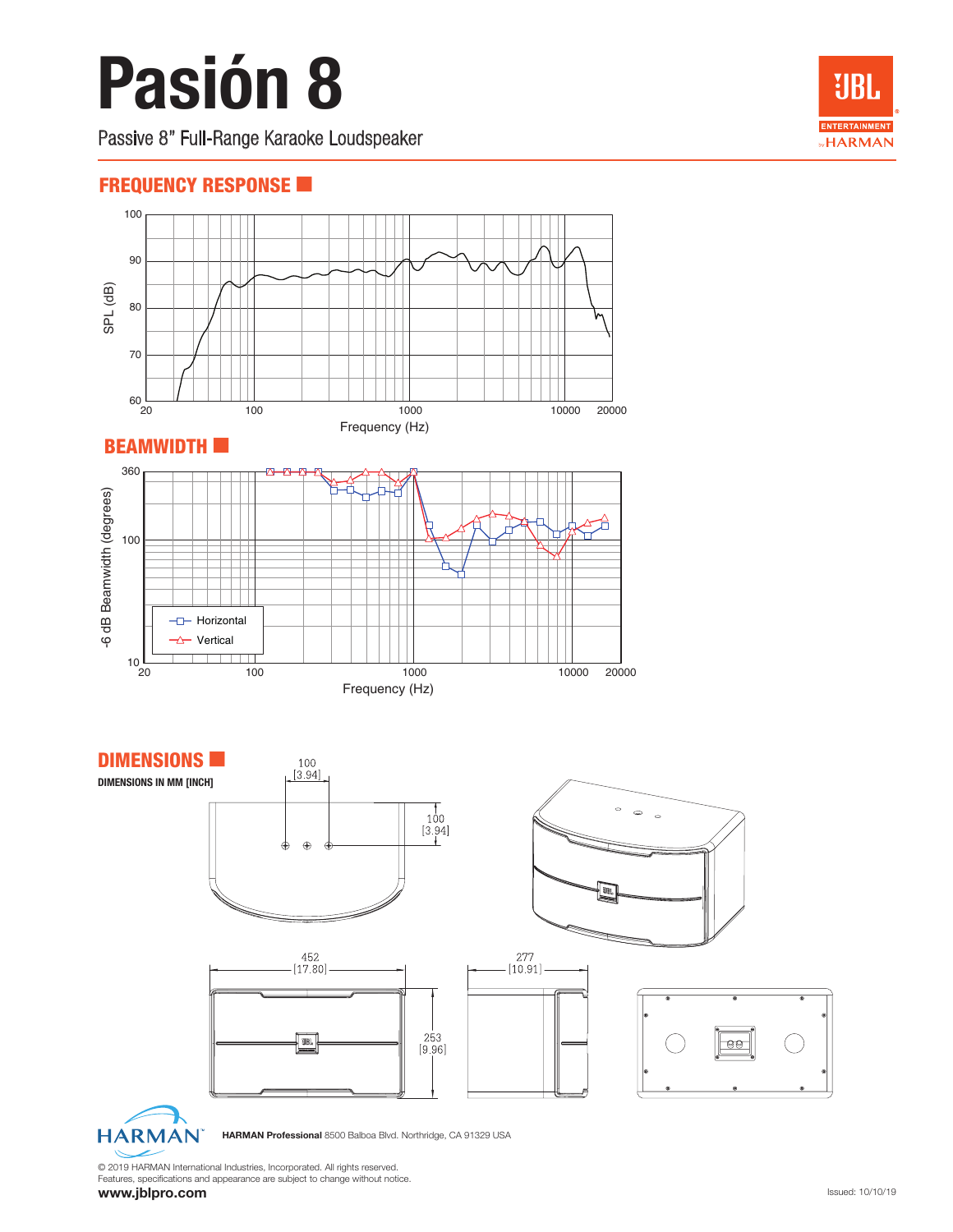# Pasión 8

Passive 8" Full-Range Karaoke Loudspeaker

JBL ENTERTAINMENT by HARMAN

## FREQUENCY RESPONSE

SPL (dB)

100
90
80
70
60

20 100 1000 10000 20000

Frequency (Hz)

## BEAMWIDTH

-6 dB Beamwidth (degrees)

360
100
10

20 100 1000 10000 20000

Frequency (Hz)

Horizontal
Vertical

## DIMENSIONS

**DIMENSIONS IN MM [INCH]**

100 [3.94]

100 [3.94]

452 [17.80]

253 [9.96]

277 [10.91]

HARMAN

**HARMAN Professional** 8500 Balboa Blvd. Northridge, CA 91329 USA

© 2019 HARMAN International Industries, Incorporated. All rights reserved.
Features, specifications and appearance are subject to change without notice.

**www.jblpro.com**

Issued: 10/10/19